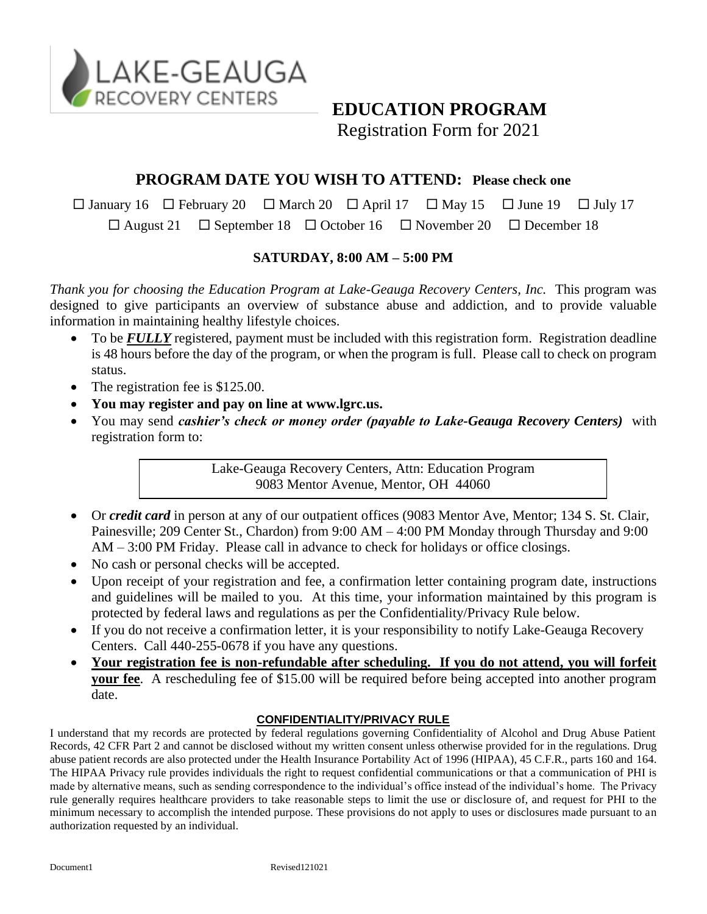LAKE-GEAUGA
RECOVERY CENTERS

# EDUCATION PROGRAM

Registration Form for 2021

## PROGRAM DATE YOU WISH TO ATTEND: Please check one

☐ January 16 ☐ February 20 ☐ March 20 ☐ April 17 ☐ May 15 ☐ June 19 ☐ July 17

☐ August 21 ☐ September 18 ☐ October 16 ☐ November 20 ☐ December 18

**SATURDAY, 8:00 AM – 5:00 PM**

*Thank you for choosing the Education Program at Lake-Geauga Recovery Centers, Inc.* This program was designed to give participants an overview of substance abuse and addiction, and to provide valuable information in maintaining healthy lifestyle choices.

- To be ***FULLY*** registered, payment must be included with this registration form. Registration deadline is 48 hours before the day of the program, or when the program is full. Please call to check on program status.
- The registration fee is $125.00.
- **You may register and pay on line at www.lgrc.us.**
- You may send ***cashier's check or money order (payable to Lake-Geauga Recovery Centers)*** with registration form to:

> Lake-Geauga Recovery Centers, Attn: Education Program
> 9083 Mentor Avenue, Mentor, OH 44060

- Or ***credit card*** in person at any of our outpatient offices (9083 Mentor Ave, Mentor; 134 S. St. Clair, Painesville; 209 Center St., Chardon) from 9:00 AM – 4:00 PM Monday through Thursday and 9:00 AM – 3:00 PM Friday. Please call in advance to check for holidays or office closings.
- No cash or personal checks will be accepted.
- Upon receipt of your registration and fee, a confirmation letter containing program date, instructions and guidelines will be mailed to you. At this time, your information maintained by this program is protected by federal laws and regulations as per the Confidentiality/Privacy Rule below.
- If you do not receive a confirmation letter, it is your responsibility to notify Lake-Geauga Recovery Centers. Call 440-255-0678 if you have any questions.
- **Your registration fee is non-refundable after scheduling. If you do not attend, you will forfeit your fee**. A rescheduling fee of $15.00 will be required before being accepted into another program date.

### CONFIDENTIALITY/PRIVACY RULE

I understand that my records are protected by federal regulations governing Confidentiality of Alcohol and Drug Abuse Patient Records, 42 CFR Part 2 and cannot be disclosed without my written consent unless otherwise provided for in the regulations. Drug abuse patient records are also protected under the Health Insurance Portability Act of 1996 (HIPAA), 45 C.F.R., parts 160 and 164. The HIPAA Privacy rule provides individuals the right to request confidential communications or that a communication of PHI is made by alternative means, such as sending correspondence to the individual's office instead of the individual's home. The Privacy rule generally requires healthcare providers to take reasonable steps to limit the use or disclosure of, and request for PHI to the minimum necessary to accomplish the intended purpose. These provisions do not apply to uses or disclosures made pursuant to an authorization requested by an individual.

Document1 Revised121021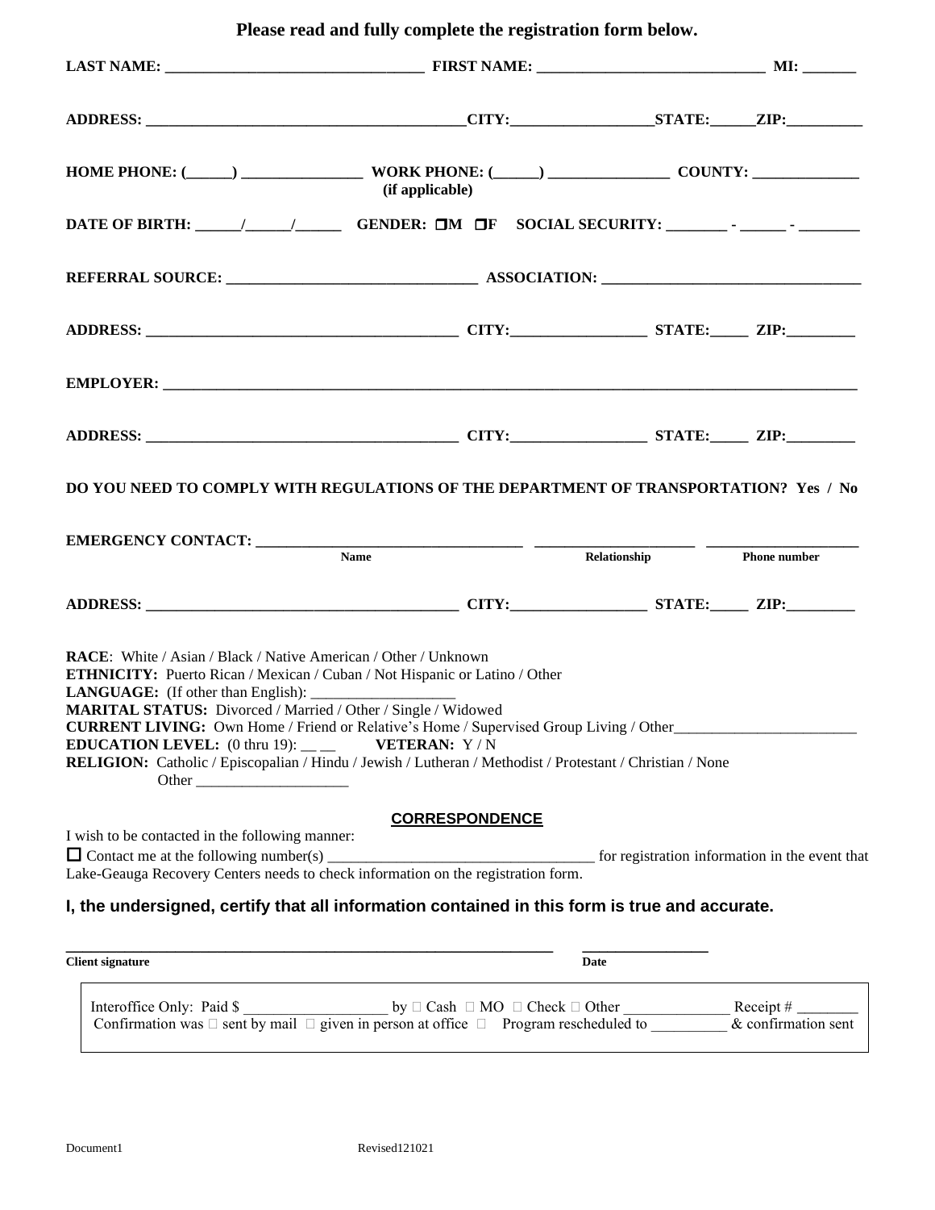**Please read and fully complete the registration form below.**

**LAST NAME: _________________________________ FIRST NAME: ______________________________ MI: _______**

**ADDRESS: _________________________________________CITY:__________________STATE:______ZIP:__________**

**HOME PHONE: (______) _______________ WORK PHONE: (______) _______________ COUNTY: ______________**
**(if applicable)**

**DATE OF BIRTH: ______/______/______ GENDER: ☐M ☐F SOCIAL SECURITY: ________ - ______ - ________**

**REFERRAL SOURCE: ________________________________ ASSOCIATION: _________________________________**

**ADDRESS: _________________________________________ CITY:__________________ STATE:_____ ZIP:_________**

**EMPLOYER: _____________________________________________________________________________________________**

**ADDRESS: _________________________________________ CITY:__________________ STATE:_____ ZIP:_________**

**DO YOU NEED TO COMPLY WITH REGULATIONS OF THE DEPARTMENT OF TRANSPORTATION? Yes / No**

**EMERGENCY CONTACT: __________________________________ ____________________ ___________________**
**Name Relationship Phone number**

**ADDRESS: _________________________________________ CITY:__________________ STATE:_____ ZIP:_________**

**RACE**: White / Asian / Black / Native American / Other / Unknown
**ETHNICITY:** Puerto Rican / Mexican / Cuban / Not Hispanic or Latino / Other
**LANGUAGE:** (If other than English): ___________________
**MARITAL STATUS:** Divorced / Married / Other / Single / Widowed
**CURRENT LIVING:** Own Home / Friend or Relative's Home / Supervised Group Living / Other________________________
**EDUCATION LEVEL:** (0 thru 19): __ __ **VETERAN:** Y / N
**RELIGION:** Catholic / Episcopalian / Hindu / Jewish / Lutheran / Methodist / Protestant / Christian / None
Other ____________________

## CORRESPONDENCE

I wish to be contacted in the following manner:
☐ Contact me at the following number(s) __________________________________ for registration information in the event that Lake-Geauga Recovery Centers needs to check information on the registration form.

**I, the undersigned, certify that all information contained in this form is true and accurate.**

_______________________________________________________________ ________________
**Client signature** **Date**

Interoffice Only: Paid $ __________________ by ☐ Cash ☐ MO ☐ Check ☐ Other ______________ Receipt # ________
Confirmation was ☐ sent by mail ☐ given in person at office ☐ Program rescheduled to __________ & confirmation sent

Document1 Revised121021